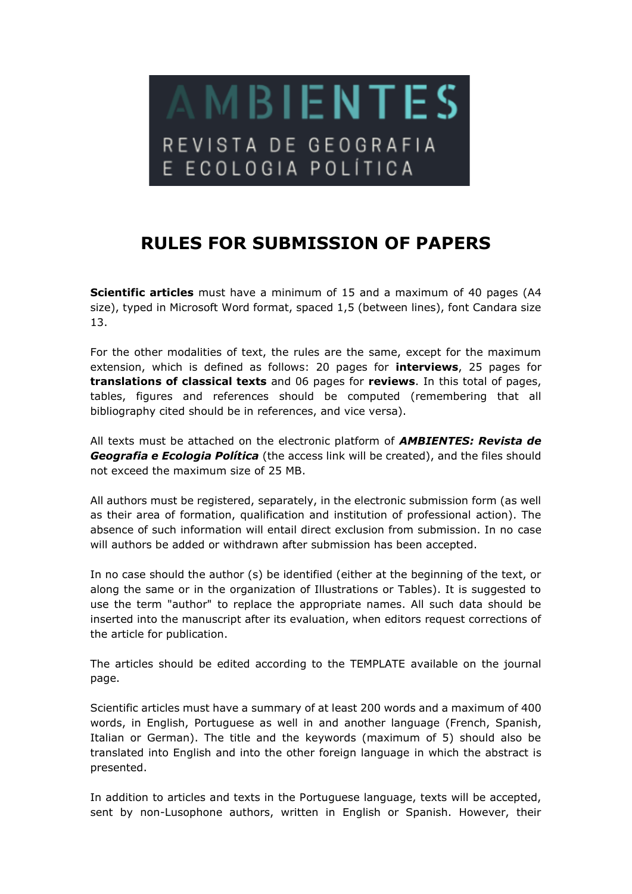AMBIENTES

REVISTA DE GEOGRAFIA E ECOLOGIA POLÍTICA

# RULES FOR SUBMISSION OF PAPERS

**Scientific articles** must have a minimum of 15 and a maximum of 40 pages (A4 size), typed in Microsoft Word format, spaced 1,5 (between lines), font Candara size 13.

For the other modalities of text, the rules are the same, except for the maximum extension, which is defined as follows: 20 pages for **interviews**, 25 pages for **translations of classical texts** and 06 pages for **reviews**. In this total of pages, tables, figures and references should be computed (remembering that all bibliography cited should be in references, and vice versa).

All texts must be attached on the electronic platform of ***AMBIENTES: Revista de Geografia e Ecologia Política*** (the access link will be created), and the files should not exceed the maximum size of 25 MB.

All authors must be registered, separately, in the electronic submission form (as well as their area of formation, qualification and institution of professional action). The absence of such information will entail direct exclusion from submission. In no case will authors be added or withdrawn after submission has been accepted.

In no case should the author (s) be identified (either at the beginning of the text, or along the same or in the organization of Illustrations or Tables). It is suggested to use the term "author" to replace the appropriate names. All such data should be inserted into the manuscript after its evaluation, when editors request corrections of the article for publication.

The articles should be edited according to the TEMPLATE available on the journal page.

Scientific articles must have a summary of at least 200 words and a maximum of 400 words, in English, Portuguese as well in and another language (French, Spanish, Italian or German). The title and the keywords (maximum of 5) should also be translated into English and into the other foreign language in which the abstract is presented.

In addition to articles and texts in the Portuguese language, texts will be accepted, sent by non-Lusophone authors, written in English or Spanish. However, their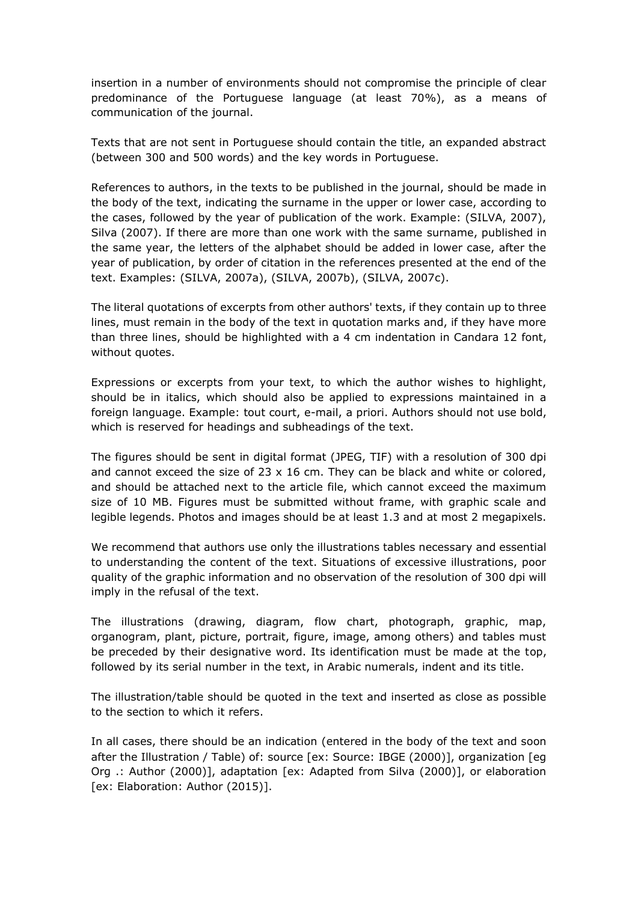insertion in a number of environments should not compromise the principle of clear predominance of the Portuguese language (at least 70%), as a means of communication of the journal.

Texts that are not sent in Portuguese should contain the title, an expanded abstract (between 300 and 500 words) and the key words in Portuguese.

References to authors, in the texts to be published in the journal, should be made in the body of the text, indicating the surname in the upper or lower case, according to the cases, followed by the year of publication of the work. Example: (SILVA, 2007), Silva (2007). If there are more than one work with the same surname, published in the same year, the letters of the alphabet should be added in lower case, after the year of publication, by order of citation in the references presented at the end of the text. Examples: (SILVA, 2007a), (SILVA, 2007b), (SILVA, 2007c).

The literal quotations of excerpts from other authors' texts, if they contain up to three lines, must remain in the body of the text in quotation marks and, if they have more than three lines, should be highlighted with a 4 cm indentation in Candara 12 font, without quotes.

Expressions or excerpts from your text, to which the author wishes to highlight, should be in italics, which should also be applied to expressions maintained in a foreign language. Example: tout court, e-mail, a priori. Authors should not use bold, which is reserved for headings and subheadings of the text.

The figures should be sent in digital format (JPEG, TIF) with a resolution of 300 dpi and cannot exceed the size of 23 x 16 cm. They can be black and white or colored, and should be attached next to the article file, which cannot exceed the maximum size of 10 MB. Figures must be submitted without frame, with graphic scale and legible legends. Photos and images should be at least 1.3 and at most 2 megapixels.

We recommend that authors use only the illustrations tables necessary and essential to understanding the content of the text. Situations of excessive illustrations, poor quality of the graphic information and no observation of the resolution of 300 dpi will imply in the refusal of the text.

The illustrations (drawing, diagram, flow chart, photograph, graphic, map, organogram, plant, picture, portrait, figure, image, among others) and tables must be preceded by their designative word. Its identification must be made at the top, followed by its serial number in the text, in Arabic numerals, indent and its title.

The illustration/table should be quoted in the text and inserted as close as possible to the section to which it refers.

In all cases, there should be an indication (entered in the body of the text and soon after the Illustration / Table) of: source [ex: Source: IBGE (2000)], organization [eg Org .: Author (2000)], adaptation [ex: Adapted from Silva (2000)], or elaboration [ex: Elaboration: Author (2015)].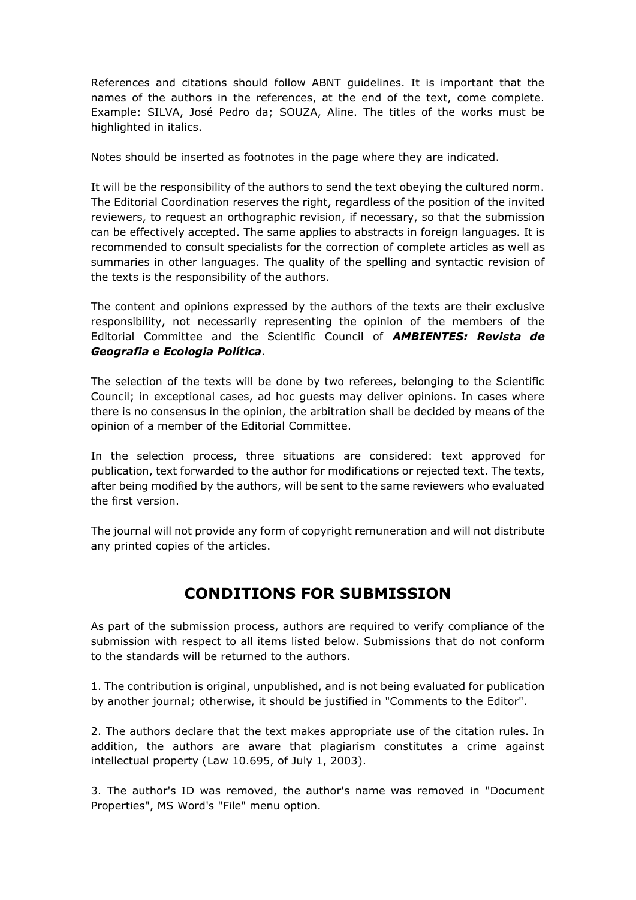References and citations should follow ABNT guidelines. It is important that the names of the authors in the references, at the end of the text, come complete. Example: SILVA, José Pedro da; SOUZA, Aline. The titles of the works must be highlighted in italics.

Notes should be inserted as footnotes in the page where they are indicated.

It will be the responsibility of the authors to send the text obeying the cultured norm. The Editorial Coordination reserves the right, regardless of the position of the invited reviewers, to request an orthographic revision, if necessary, so that the submission can be effectively accepted. The same applies to abstracts in foreign languages. It is recommended to consult specialists for the correction of complete articles as well as summaries in other languages. The quality of the spelling and syntactic revision of the texts is the responsibility of the authors.

The content and opinions expressed by the authors of the texts are their exclusive responsibility, not necessarily representing the opinion of the members of the Editorial Committee and the Scientific Council of ***AMBIENTES: Revista de Geografia e Ecologia Política***.

The selection of the texts will be done by two referees, belonging to the Scientific Council; in exceptional cases, ad hoc guests may deliver opinions. In cases where there is no consensus in the opinion, the arbitration shall be decided by means of the opinion of a member of the Editorial Committee.

In the selection process, three situations are considered: text approved for publication, text forwarded to the author for modifications or rejected text. The texts, after being modified by the authors, will be sent to the same reviewers who evaluated the first version.

The journal will not provide any form of copyright remuneration and will not distribute any printed copies of the articles.

## CONDITIONS FOR SUBMISSION

As part of the submission process, authors are required to verify compliance of the submission with respect to all items listed below. Submissions that do not conform to the standards will be returned to the authors.

1. The contribution is original, unpublished, and is not being evaluated for publication by another journal; otherwise, it should be justified in "Comments to the Editor".

2. The authors declare that the text makes appropriate use of the citation rules. In addition, the authors are aware that plagiarism constitutes a crime against intellectual property (Law 10.695, of July 1, 2003).

3. The author's ID was removed, the author's name was removed in "Document Properties", MS Word's "File" menu option.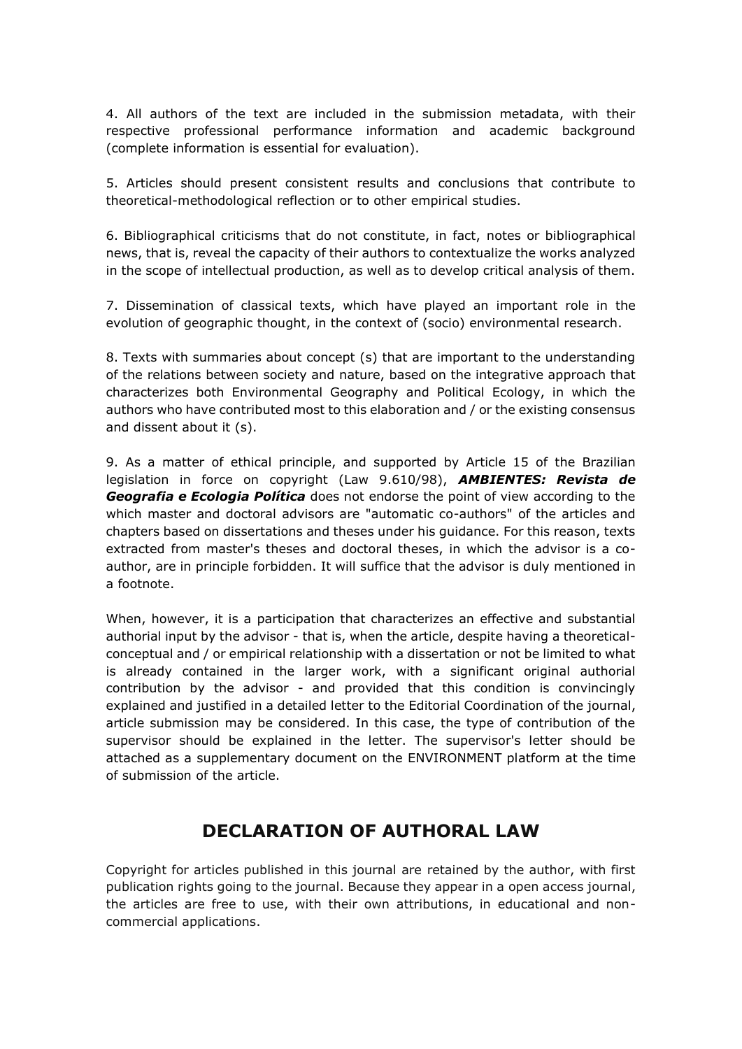4. All authors of the text are included in the submission metadata, with their respective professional performance information and academic background (complete information is essential for evaluation).

5. Articles should present consistent results and conclusions that contribute to theoretical-methodological reflection or to other empirical studies.

6. Bibliographical criticisms that do not constitute, in fact, notes or bibliographical news, that is, reveal the capacity of their authors to contextualize the works analyzed in the scope of intellectual production, as well as to develop critical analysis of them.

7. Dissemination of classical texts, which have played an important role in the evolution of geographic thought, in the context of (socio) environmental research.

8. Texts with summaries about concept (s) that are important to the understanding of the relations between society and nature, based on the integrative approach that characterizes both Environmental Geography and Political Ecology, in which the authors who have contributed most to this elaboration and / or the existing consensus and dissent about it (s).

9. As a matter of ethical principle, and supported by Article 15 of the Brazilian legislation in force on copyright (Law 9.610/98), ***AMBIENTES: Revista de Geografia e Ecologia Política*** does not endorse the point of view according to the which master and doctoral advisors are "automatic co-authors" of the articles and chapters based on dissertations and theses under his guidance. For this reason, texts extracted from master's theses and doctoral theses, in which the advisor is a co-author, are in principle forbidden. It will suffice that the advisor is duly mentioned in a footnote.

When, however, it is a participation that characterizes an effective and substantial authorial input by the advisor - that is, when the article, despite having a theoretical-conceptual and / or empirical relationship with a dissertation or not be limited to what is already contained in the larger work, with a significant original authorial contribution by the advisor - and provided that this condition is convincingly explained and justified in a detailed letter to the Editorial Coordination of the journal, article submission may be considered. In this case, the type of contribution of the supervisor should be explained in the letter. The supervisor's letter should be attached as a supplementary document on the ENVIRONMENT platform at the time of submission of the article.

## DECLARATION OF AUTHORAL LAW

Copyright for articles published in this journal are retained by the author, with first publication rights going to the journal. Because they appear in a open access journal, the articles are free to use, with their own attributions, in educational and non-commercial applications.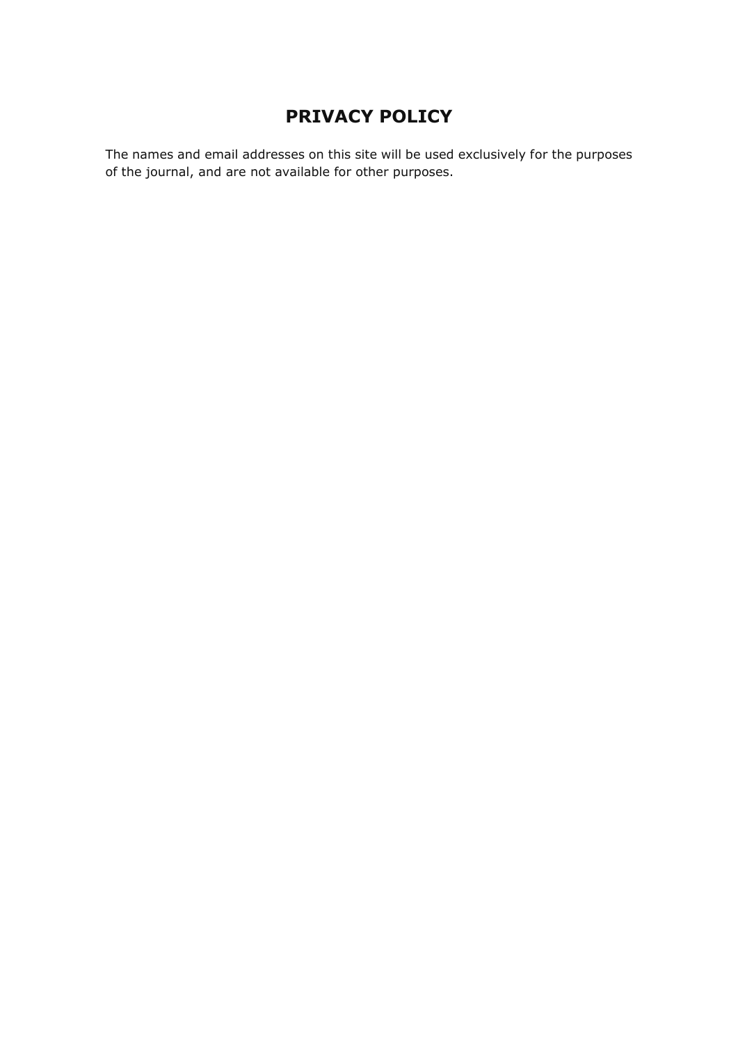# PRIVACY POLICY

The names and email addresses on this site will be used exclusively for the purposes of the journal, and are not available for other purposes.